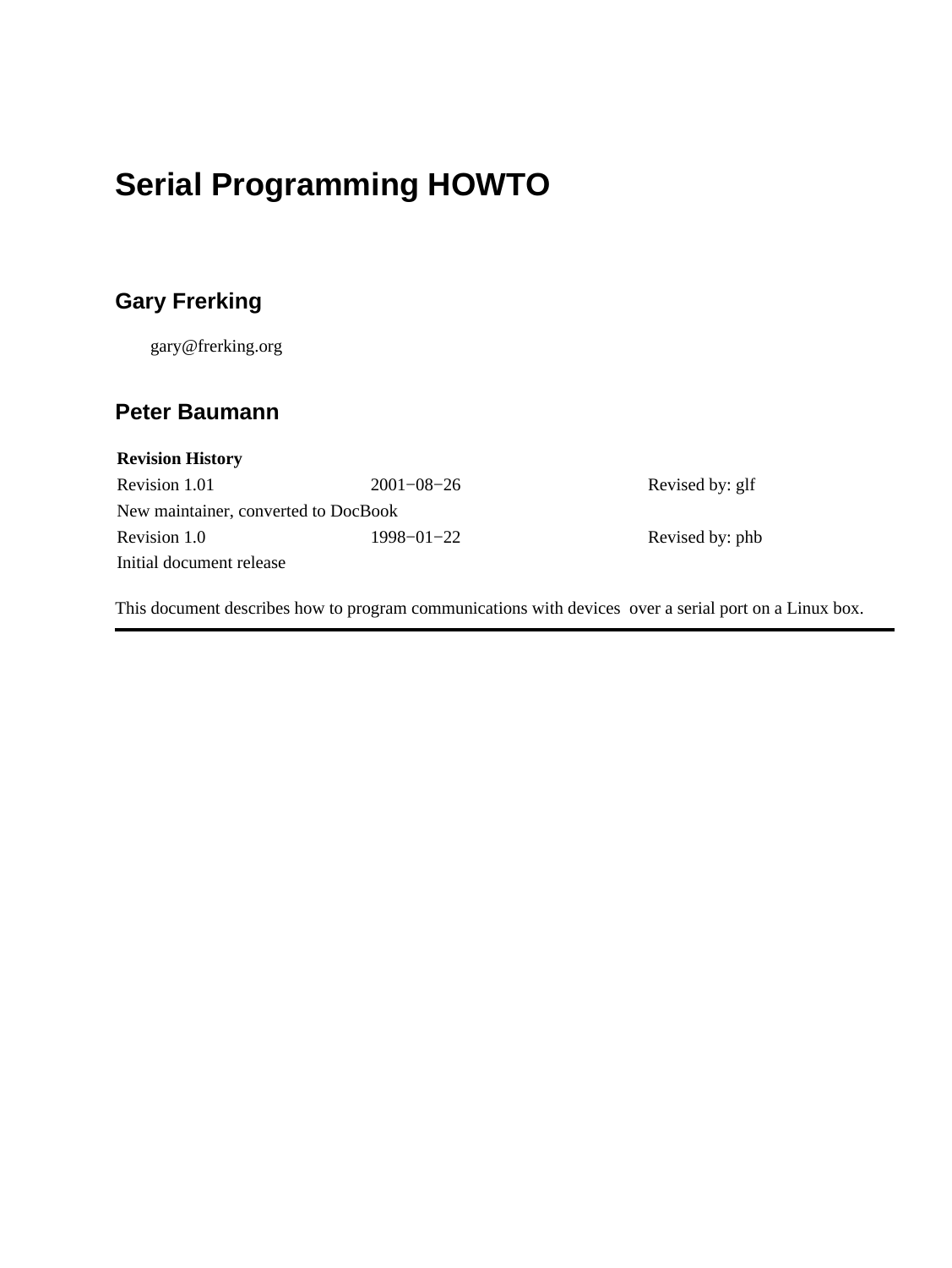# Serial Programming HOWTO

## Gary Frerking

gary@frerking.org

## Peter Baumann

| Revision History | | |
| --- | --- | --- |
| Revision 1.01 | 2001−08−26 | Revised by: glf |
| New maintainer, converted to DocBook | | |
| Revision 1.0 | 1998−01−22 | Revised by: phb |
| Initial document release | | |

This document describes how to program communications with devices over a serial port on a Linux box.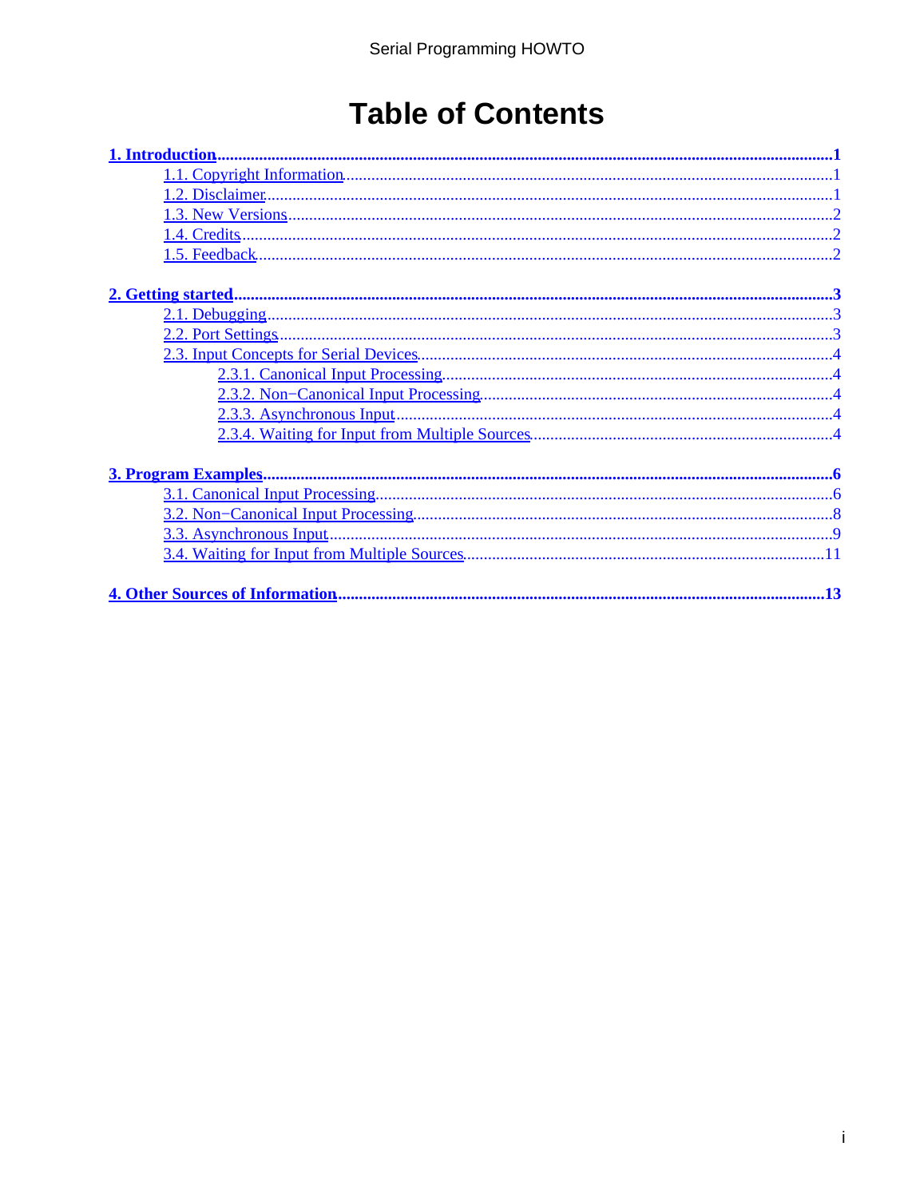# Table of Contents

- **1. Introduction**.....1
  - 1.1. Copyright Information.....1
  - 1.2. Disclaimer.....1
  - 1.3. New Versions.....2
  - 1.4. Credits.....2
  - 1.5. Feedback.....2

- **2. Getting started**.....3
  - 2.1. Debugging.....3
  - 2.2. Port Settings.....3
  - 2.3. Input Concepts for Serial Devices.....4
    - 2.3.1. Canonical Input Processing.....4
    - 2.3.2. Non−Canonical Input Processing.....4
    - 2.3.3. Asynchronous Input.....4
    - 2.3.4. Waiting for Input from Multiple Sources.....4

- **3. Program Examples**.....6
  - 3.1. Canonical Input Processing.....6
  - 3.2. Non−Canonical Input Processing.....8
  - 3.3. Asynchronous Input.....9
  - 3.4. Waiting for Input from Multiple Sources.....11

- **4. Other Sources of Information**.....13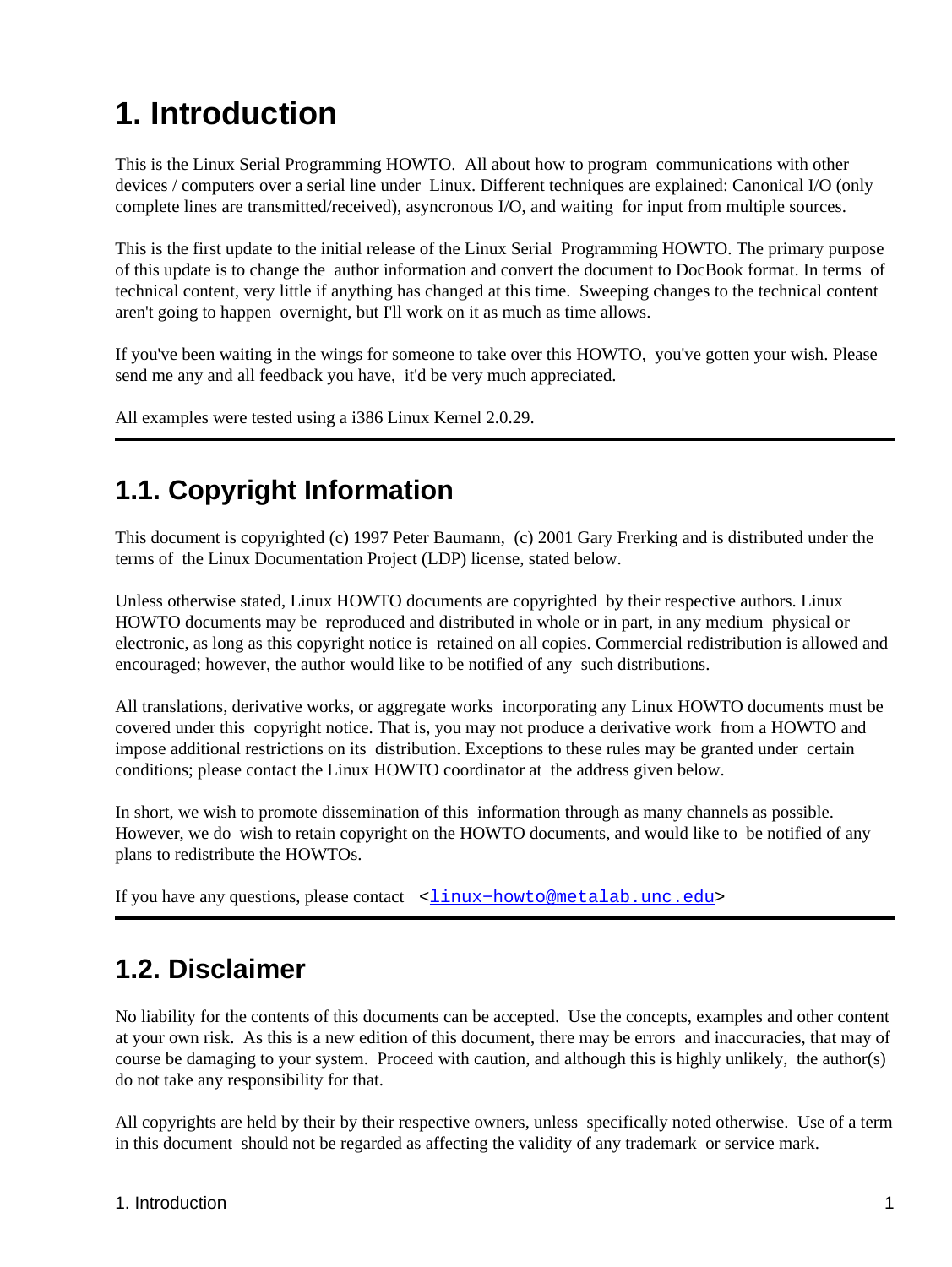# 1. Introduction

This is the Linux Serial Programming HOWTO. All about how to program communications with other devices / computers over a serial line under Linux. Different techniques are explained: Canonical I/O (only complete lines are transmitted/received), asyncronous I/O, and waiting for input from multiple sources.

This is the first update to the initial release of the Linux Serial Programming HOWTO. The primary purpose of this update is to change the author information and convert the document to DocBook format. In terms of technical content, very little if anything has changed at this time. Sweeping changes to the technical content aren't going to happen overnight, but I'll work on it as much as time allows.

If you've been waiting in the wings for someone to take over this HOWTO, you've gotten your wish. Please send me any and all feedback you have, it'd be very much appreciated.

All examples were tested using a i386 Linux Kernel 2.0.29.

---

## 1.1. Copyright Information

This document is copyrighted (c) 1997 Peter Baumann, (c) 2001 Gary Frerking and is distributed under the terms of the Linux Documentation Project (LDP) license, stated below.

Unless otherwise stated, Linux HOWTO documents are copyrighted by their respective authors. Linux HOWTO documents may be reproduced and distributed in whole or in part, in any medium physical or electronic, as long as this copyright notice is retained on all copies. Commercial redistribution is allowed and encouraged; however, the author would like to be notified of any such distributions.

All translations, derivative works, or aggregate works incorporating any Linux HOWTO documents must be covered under this copyright notice. That is, you may not produce a derivative work from a HOWTO and impose additional restrictions on its distribution. Exceptions to these rules may be granted under certain conditions; please contact the Linux HOWTO coordinator at the address given below.

In short, we wish to promote dissemination of this information through as many channels as possible. However, we do wish to retain copyright on the HOWTO documents, and would like to be notified of any plans to redistribute the HOWTOs.

If you have any questions, please contact <linux-howto@metalab.unc.edu>

---

## 1.2. Disclaimer

No liability for the contents of this documents can be accepted. Use the concepts, examples and other content at your own risk. As this is a new edition of this document, there may be errors and inaccuracies, that may of course be damaging to your system. Proceed with caution, and although this is highly unlikely, the author(s) do not take any responsibility for that.

All copyrights are held by their by their respective owners, unless specifically noted otherwise. Use of a term in this document should not be regarded as affecting the validity of any trademark or service mark.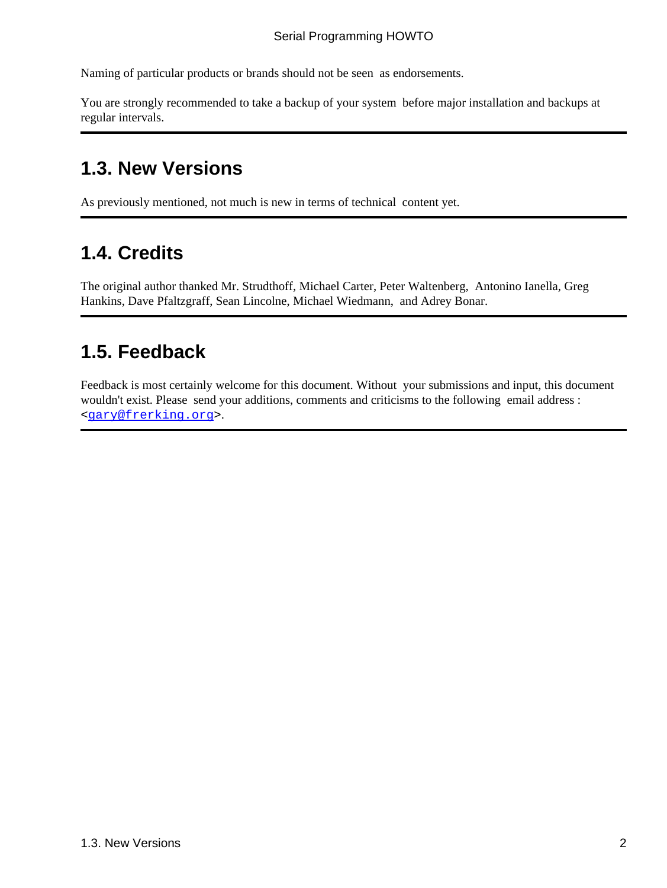Naming of particular products or brands should not be seen as endorsements.

You are strongly recommended to take a backup of your system before major installation and backups at regular intervals.

## 1.3. New Versions

As previously mentioned, not much is new in terms of technical content yet.

## 1.4. Credits

The original author thanked Mr. Strudthoff, Michael Carter, Peter Waltenberg, Antonino Ianella, Greg Hankins, Dave Pfaltzgraff, Sean Lincolne, Michael Wiedmann, and Adrey Bonar.

## 1.5. Feedback

Feedback is most certainly welcome for this document. Without your submissions and input, this document wouldn't exist. Please send your additions, comments and criticisms to the following email address : <gary@frerking.org>.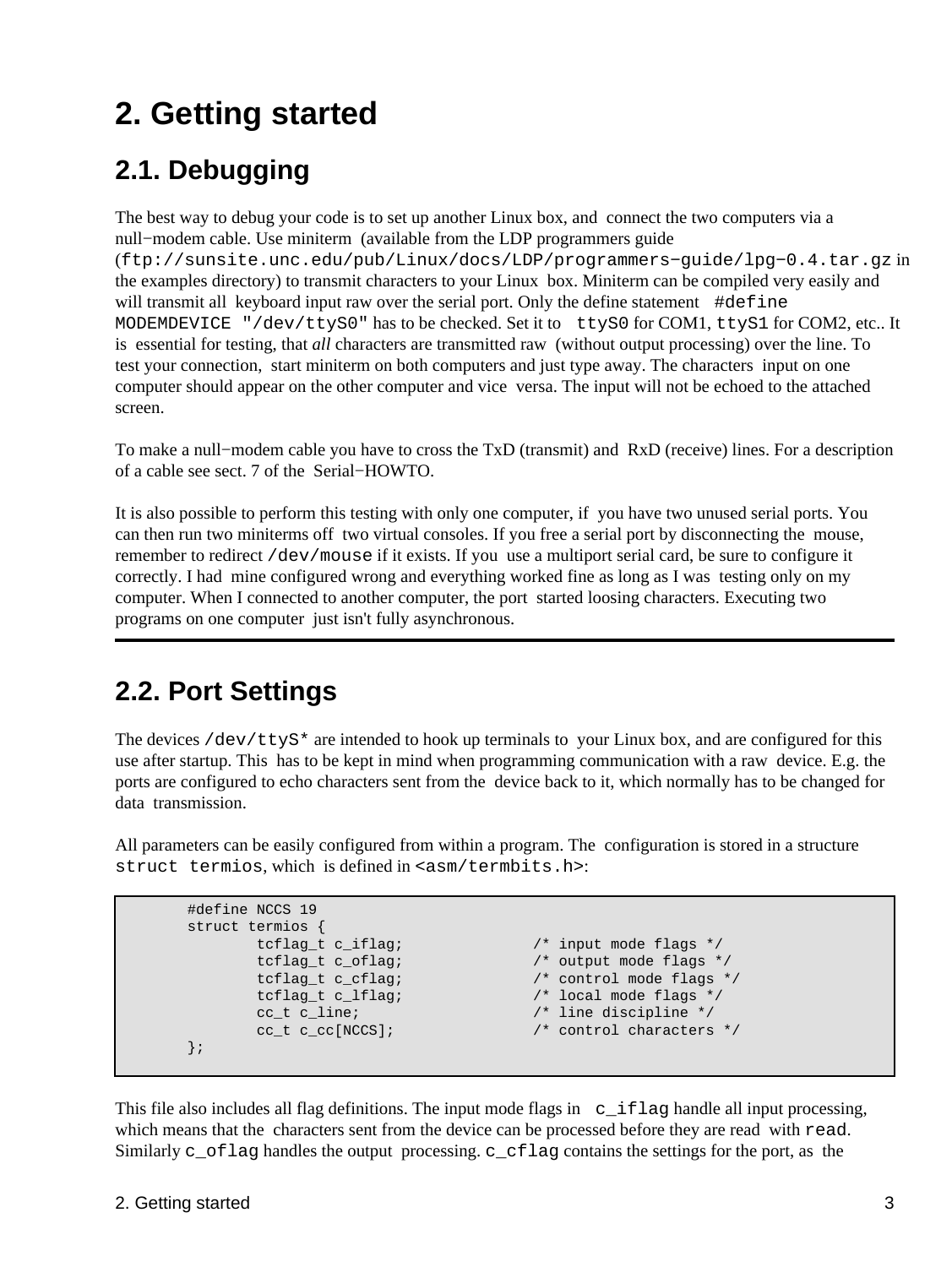# 2. Getting started

## 2.1. Debugging

The best way to debug your code is to set up another Linux box, and connect the two computers via a null−modem cable. Use miniterm (available from the LDP programmers guide (`ftp://sunsite.unc.edu/pub/Linux/docs/LDP/programmers−guide/lpg−0.4.tar.gz` in the examples directory) to transmit characters to your Linux box. Miniterm can be compiled very easily and will transmit all keyboard input raw over the serial port. Only the define statement `#define MODEMDEVICE "/dev/ttyS0"` has to be checked. Set it to `ttyS0` for COM1, `ttyS1` for COM2, etc.. It is essential for testing, that *all* characters are transmitted raw (without output processing) over the line. To test your connection, start miniterm on both computers and just type away. The characters input on one computer should appear on the other computer and vice versa. The input will not be echoed to the attached screen.

To make a null−modem cable you have to cross the TxD (transmit) and RxD (receive) lines. For a description of a cable see sect. 7 of the Serial−HOWTO.

It is also possible to perform this testing with only one computer, if you have two unused serial ports. You can then run two miniterms off two virtual consoles. If you free a serial port by disconnecting the mouse, remember to redirect `/dev/mouse` if it exists. If you use a multiport serial card, be sure to configure it correctly. I had mine configured wrong and everything worked fine as long as I was testing only on my computer. When I connected to another computer, the port started loosing characters. Executing two programs on one computer just isn't fully asynchronous.

---

## 2.2. Port Settings

The devices `/dev/ttyS*` are intended to hook up terminals to your Linux box, and are configured for this use after startup. This has to be kept in mind when programming communication with a raw device. E.g. the ports are configured to echo characters sent from the device back to it, which normally has to be changed for data transmission.

All parameters can be easily configured from within a program. The configuration is stored in a structure `struct termios`, which is defined in `<asm/termbits.h>`:

```
#define NCCS 19
struct termios {
        tcflag_t c_iflag;               /* input mode flags */
        tcflag_t c_oflag;               /* output mode flags */
        tcflag_t c_cflag;               /* control mode flags */
        tcflag_t c_lflag;               /* local mode flags */
        cc_t c_line;                    /* line discipline */
        cc_t c_cc[NCCS];                /* control characters */
};
```

This file also includes all flag definitions. The input mode flags in `c_iflag` handle all input processing, which means that the characters sent from the device can be processed before they are read with `read`. Similarly `c_oflag` handles the output processing. `c_cflag` contains the settings for the port, as the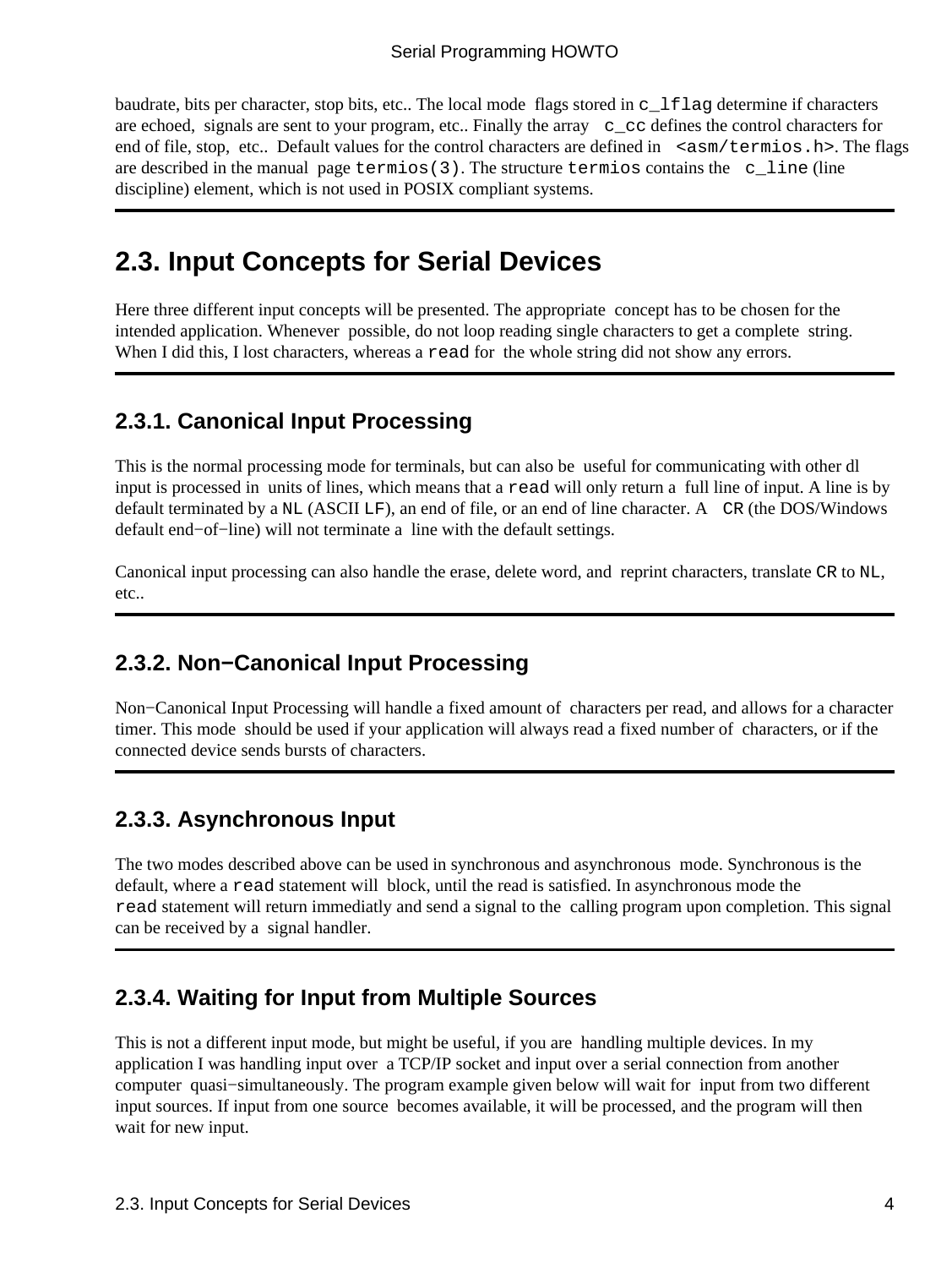baudrate, bits per character, stop bits, etc.. The local mode flags stored in `c_lflag` determine if characters are echoed, signals are sent to your program, etc.. Finally the array `c_cc` defines the control characters for end of file, stop, etc.. Default values for the control characters are defined in `<asm/termios.h>`. The flags are described in the manual page `termios(3)`. The structure `termios` contains the `c_line` (line discipline) element, which is not used in POSIX compliant systems.

## 2.3. Input Concepts for Serial Devices

Here three different input concepts will be presented. The appropriate concept has to be chosen for the intended application. Whenever possible, do not loop reading single characters to get a complete string. When I did this, I lost characters, whereas a `read` for the whole string did not show any errors.

### 2.3.1. Canonical Input Processing

This is the normal processing mode for terminals, but can also be useful for communicating with other dl input is processed in units of lines, which means that a `read` will only return a full line of input. A line is by default terminated by a `NL` (ASCII `LF`), an end of file, or an end of line character. A `CR` (the DOS/Windows default end−of−line) will not terminate a line with the default settings.

Canonical input processing can also handle the erase, delete word, and reprint characters, translate `CR` to `NL`, etc..

### 2.3.2. Non−Canonical Input Processing

Non−Canonical Input Processing will handle a fixed amount of characters per read, and allows for a character timer. This mode should be used if your application will always read a fixed number of characters, or if the connected device sends bursts of characters.

### 2.3.3. Asynchronous Input

The two modes described above can be used in synchronous and asynchronous mode. Synchronous is the default, where a `read` statement will block, until the read is satisfied. In asynchronous mode the `read` statement will return immediatly and send a signal to the calling program upon completion. This signal can be received by a signal handler.

### 2.3.4. Waiting for Input from Multiple Sources

This is not a different input mode, but might be useful, if you are handling multiple devices. In my application I was handling input over a TCP/IP socket and input over a serial connection from another computer quasi−simultaneously. The program example given below will wait for input from two different input sources. If input from one source becomes available, it will be processed, and the program will then wait for new input.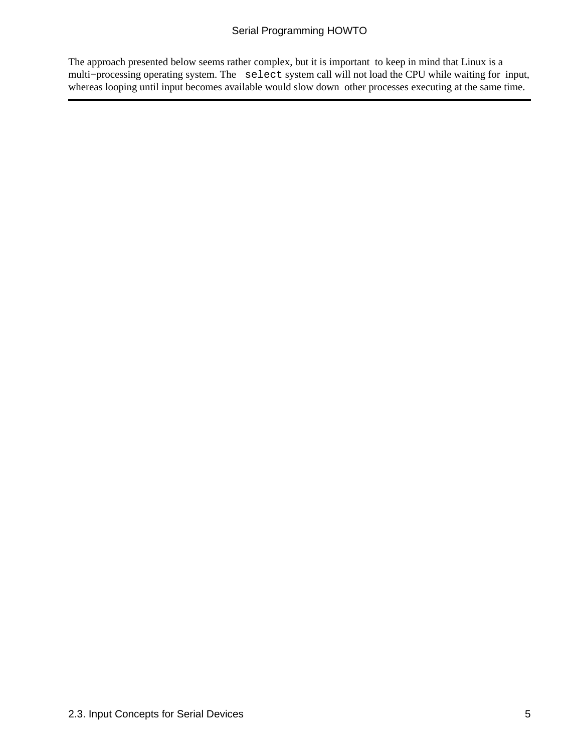The approach presented below seems rather complex, but it is important to keep in mind that Linux is a multi−processing operating system. The `select` system call will not load the CPU while waiting for input, whereas looping until input becomes available would slow down other processes executing at the same time.

---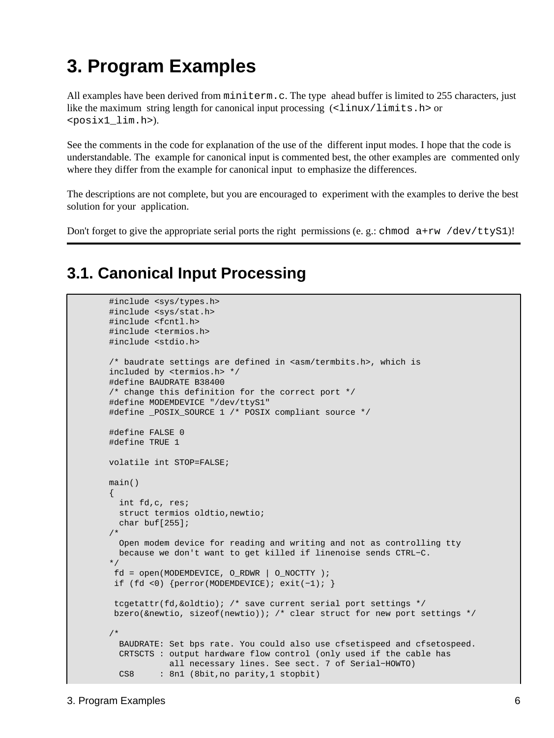# 3. Program Examples

All examples have been derived from `miniterm.c`. The type ahead buffer is limited to 255 characters, just like the maximum string length for canonical input processing (`<linux/limits.h>` or `<posix1_lim.h>`).

See the comments in the code for explanation of the use of the different input modes. I hope that the code is understandable. The example for canonical input is commented best, the other examples are commented only where they differ from the example for canonical input to emphasize the differences.

The descriptions are not complete, but you are encouraged to experiment with the examples to derive the best solution for your application.

Don't forget to give the appropriate serial ports the right permissions (e. g.: `chmod a+rw /dev/ttyS1`)!

---

## 3.1. Canonical Input Processing

```
#include <sys/types.h>
#include <sys/stat.h>
#include <fcntl.h>
#include <termios.h>
#include <stdio.h>

/* baudrate settings are defined in <asm/termbits.h>, which is
included by <termios.h> */
#define BAUDRATE B38400
/* change this definition for the correct port */
#define MODEMDEVICE "/dev/ttyS1"
#define _POSIX_SOURCE 1 /* POSIX compliant source */

#define FALSE 0
#define TRUE 1

volatile int STOP=FALSE;

main()
{
  int fd,c, res;
  struct termios oldtio,newtio;
  char buf[255];
/*
  Open modem device for reading and writing and not as controlling tty
  because we don't want to get killed if linenoise sends CTRL-C.
*/
 fd = open(MODEMDEVICE, O_RDWR | O_NOCTTY );
 if (fd <0) {perror(MODEMDEVICE); exit(-1); }

 tcgetattr(fd,&oldtio); /* save current serial port settings */
 bzero(&newtio, sizeof(newtio)); /* clear struct for new port settings */

/*
  BAUDRATE: Set bps rate. You could also use cfsetispeed and cfsetospeed.
  CRTSCTS : output hardware flow control (only used if the cable has
            all necessary lines. See sect. 7 of Serial-HOWTO)
  CS8     : 8n1 (8bit,no parity,1 stopbit)
```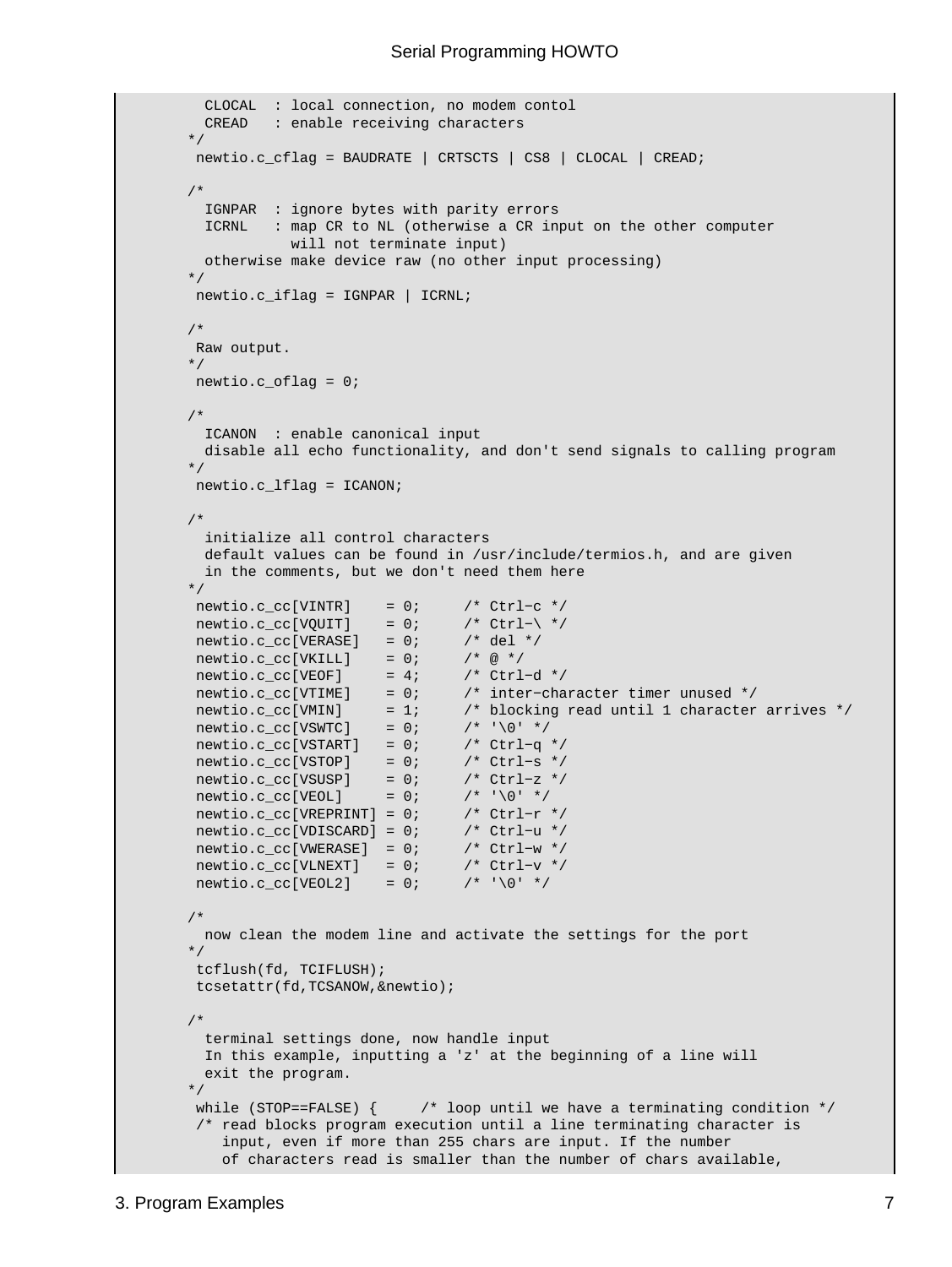```
          CLOCAL  : local connection, no modem contol
          CREAD   : enable receiving characters
        */
         newtio.c_cflag = BAUDRATE | CRTSCTS | CS8 | CLOCAL | CREAD;

        /*
          IGNPAR  : ignore bytes with parity errors
          ICRNL   : map CR to NL (otherwise a CR input on the other computer
                    will not terminate input)
          otherwise make device raw (no other input processing)
        */
         newtio.c_iflag = IGNPAR | ICRNL;

        /*
         Raw output.
        */
         newtio.c_oflag = 0;

        /*
          ICANON  : enable canonical input
          disable all echo functionality, and don't send signals to calling program
        */
         newtio.c_lflag = ICANON;

        /*
          initialize all control characters
          default values can be found in /usr/include/termios.h, and are given
          in the comments, but we don't need them here
        */
         newtio.c_cc[VINTR]    = 0;     /* Ctrl-c */
         newtio.c_cc[VQUIT]    = 0;     /* Ctrl-\ */
         newtio.c_cc[VERASE]   = 0;     /* del */
         newtio.c_cc[VKILL]    = 0;     /* @ */
         newtio.c_cc[VEOF]     = 4;     /* Ctrl-d */
         newtio.c_cc[VTIME]    = 0;     /* inter-character timer unused */
         newtio.c_cc[VMIN]     = 1;     /* blocking read until 1 character arrives */
         newtio.c_cc[VSWTC]    = 0;     /* '\0' */
         newtio.c_cc[VSTART]   = 0;     /* Ctrl-q */
         newtio.c_cc[VSTOP]    = 0;     /* Ctrl-s */
         newtio.c_cc[VSUSP]    = 0;     /* Ctrl-z */
         newtio.c_cc[VEOL]     = 0;     /* '\0' */
         newtio.c_cc[VREPRINT] = 0;     /* Ctrl-r */
         newtio.c_cc[VDISCARD] = 0;     /* Ctrl-u */
         newtio.c_cc[VWERASE]  = 0;     /* Ctrl-w */
         newtio.c_cc[VLNEXT]   = 0;     /* Ctrl-v */
         newtio.c_cc[VEOL2]    = 0;     /* '\0' */

        /*
          now clean the modem line and activate the settings for the port
        */
         tcflush(fd, TCIFLUSH);
         tcsetattr(fd,TCSANOW,&newtio);

        /*
          terminal settings done, now handle input
          In this example, inputting a 'z' at the beginning of a line will
          exit the program.
        */
         while (STOP==FALSE) {     /* loop until we have a terminating condition */
         /* read blocks program execution until a line terminating character is
            input, even if more than 255 chars are input. If the number
            of characters read is smaller than the number of chars available,
```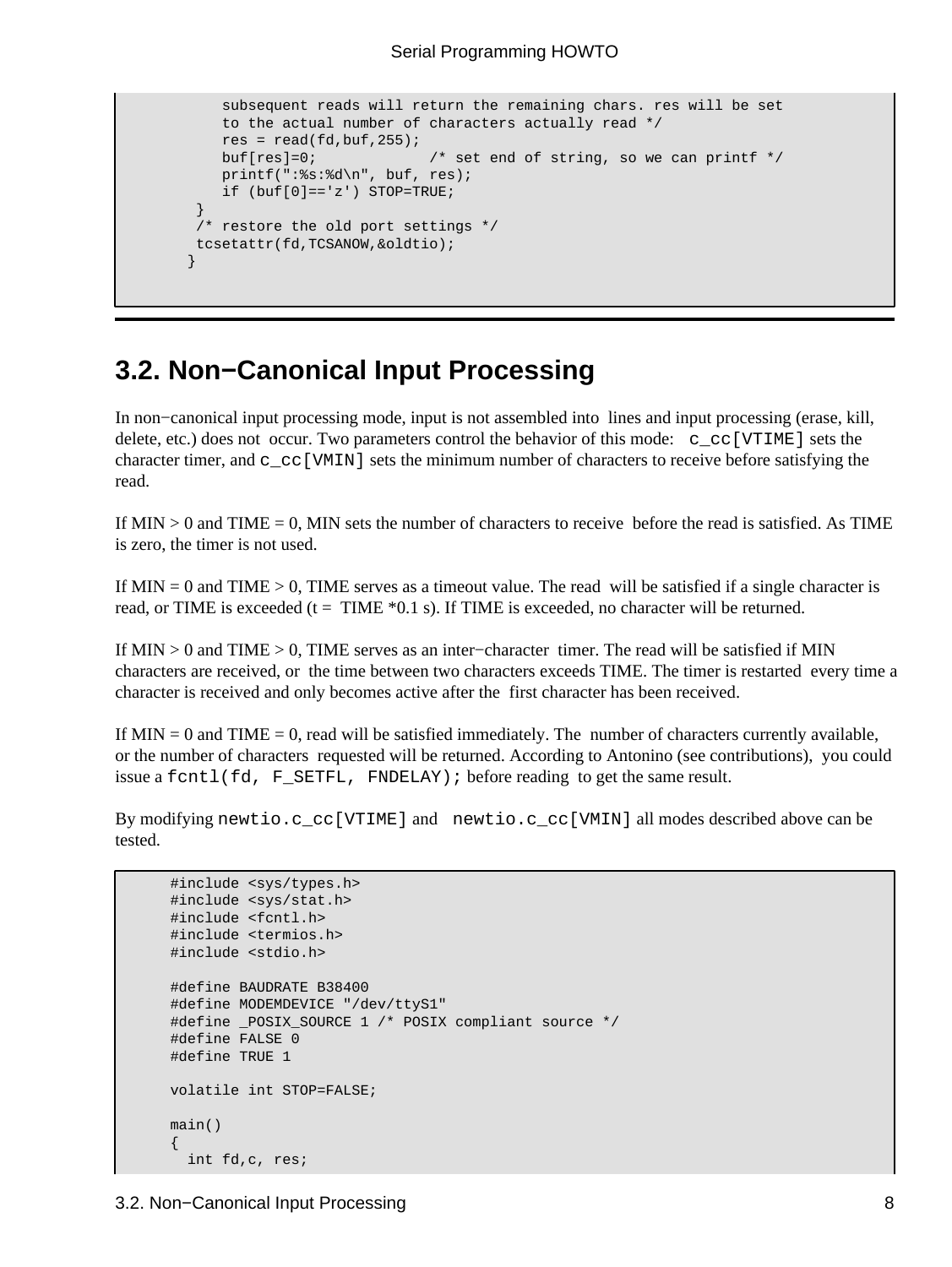```
        subsequent reads will return the remaining chars. res will be set
        to the actual number of characters actually read */
        res = read(fd,buf,255);
        buf[res]=0;             /* set end of string, so we can printf */
        printf(":%s:%d\n", buf, res);
        if (buf[0]=='z') STOP=TRUE;
     }
     /* restore the old port settings */
     tcsetattr(fd,TCSANOW,&oldtio);
    }
```

## 3.2. Non−Canonical Input Processing

In non−canonical input processing mode, input is not assembled into lines and input processing (erase, kill, delete, etc.) does not occur. Two parameters control the behavior of this mode: `c_cc[VTIME]` sets the character timer, and `c_cc[VMIN]` sets the minimum number of characters to receive before satisfying the read.

If MIN > 0 and TIME = 0, MIN sets the number of characters to receive before the read is satisfied. As TIME is zero, the timer is not used.

If MIN = 0 and TIME > 0, TIME serves as a timeout value. The read will be satisfied if a single character is read, or TIME is exceeded (t = TIME *0.1 s). If TIME is exceeded, no character will be returned.

If MIN > 0 and TIME > 0, TIME serves as an inter−character timer. The read will be satisfied if MIN characters are received, or the time between two characters exceeds TIME. The timer is restarted every time a character is received and only becomes active after the first character has been received.

If MIN = 0 and TIME = 0, read will be satisfied immediately. The number of characters currently available, or the number of characters requested will be returned. According to Antonino (see contributions), you could issue a `fcntl(fd, F_SETFL, FNDELAY);` before reading to get the same result.

By modifying `newtio.c_cc[VTIME]` and `newtio.c_cc[VMIN]` all modes described above can be tested.

```
      #include <sys/types.h>
      #include <sys/stat.h>
      #include <fcntl.h>
      #include <termios.h>
      #include <stdio.h>

      #define BAUDRATE B38400
      #define MODEMDEVICE "/dev/ttyS1"
      #define _POSIX_SOURCE 1 /* POSIX compliant source */
      #define FALSE 0
      #define TRUE 1

      volatile int STOP=FALSE;

      main()
      {
        int fd,c, res;
```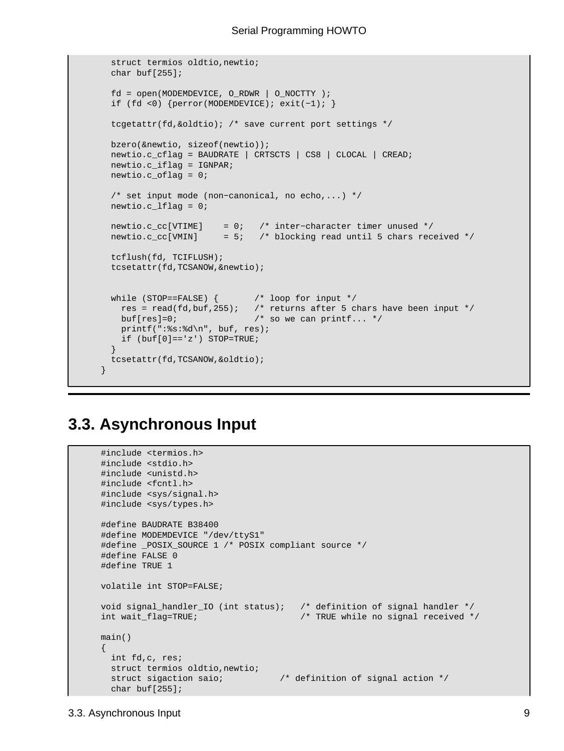```
  struct termios oldtio,newtio;
  char buf[255];

  fd = open(MODEMDEVICE, O_RDWR | O_NOCTTY );
  if (fd <0) {perror(MODEMDEVICE); exit(-1); }

  tcgetattr(fd,&oldtio); /* save current port settings */

  bzero(&newtio, sizeof(newtio));
  newtio.c_cflag = BAUDRATE | CRTSCTS | CS8 | CLOCAL | CREAD;
  newtio.c_iflag = IGNPAR;
  newtio.c_oflag = 0;

  /* set input mode (non-canonical, no echo,...) */
  newtio.c_lflag = 0;

  newtio.c_cc[VTIME]    = 0;   /* inter-character timer unused */
  newtio.c_cc[VMIN]     = 5;   /* blocking read until 5 chars received */

  tcflush(fd, TCIFLUSH);
  tcsetattr(fd,TCSANOW,&newtio);


  while (STOP==FALSE) {       /* loop for input */
    res = read(fd,buf,255);   /* returns after 5 chars have been input */
    buf[res]=0;               /* so we can printf... */
    printf(":%s:%d\n", buf, res);
    if (buf[0]=='z') STOP=TRUE;
  }
  tcsetattr(fd,TCSANOW,&oldtio);
}
```

## 3.3. Asynchronous Input

```
#include <termios.h>
#include <stdio.h>
#include <unistd.h>
#include <fcntl.h>
#include <sys/signal.h>
#include <sys/types.h>

#define BAUDRATE B38400
#define MODEMDEVICE "/dev/ttyS1"
#define _POSIX_SOURCE 1 /* POSIX compliant source */
#define FALSE 0
#define TRUE 1

volatile int STOP=FALSE;

void signal_handler_IO (int status);   /* definition of signal handler */
int wait_flag=TRUE;                    /* TRUE while no signal received */

main()
{
  int fd,c, res;
  struct termios oldtio,newtio;
  struct sigaction saio;           /* definition of signal action */
  char buf[255];
```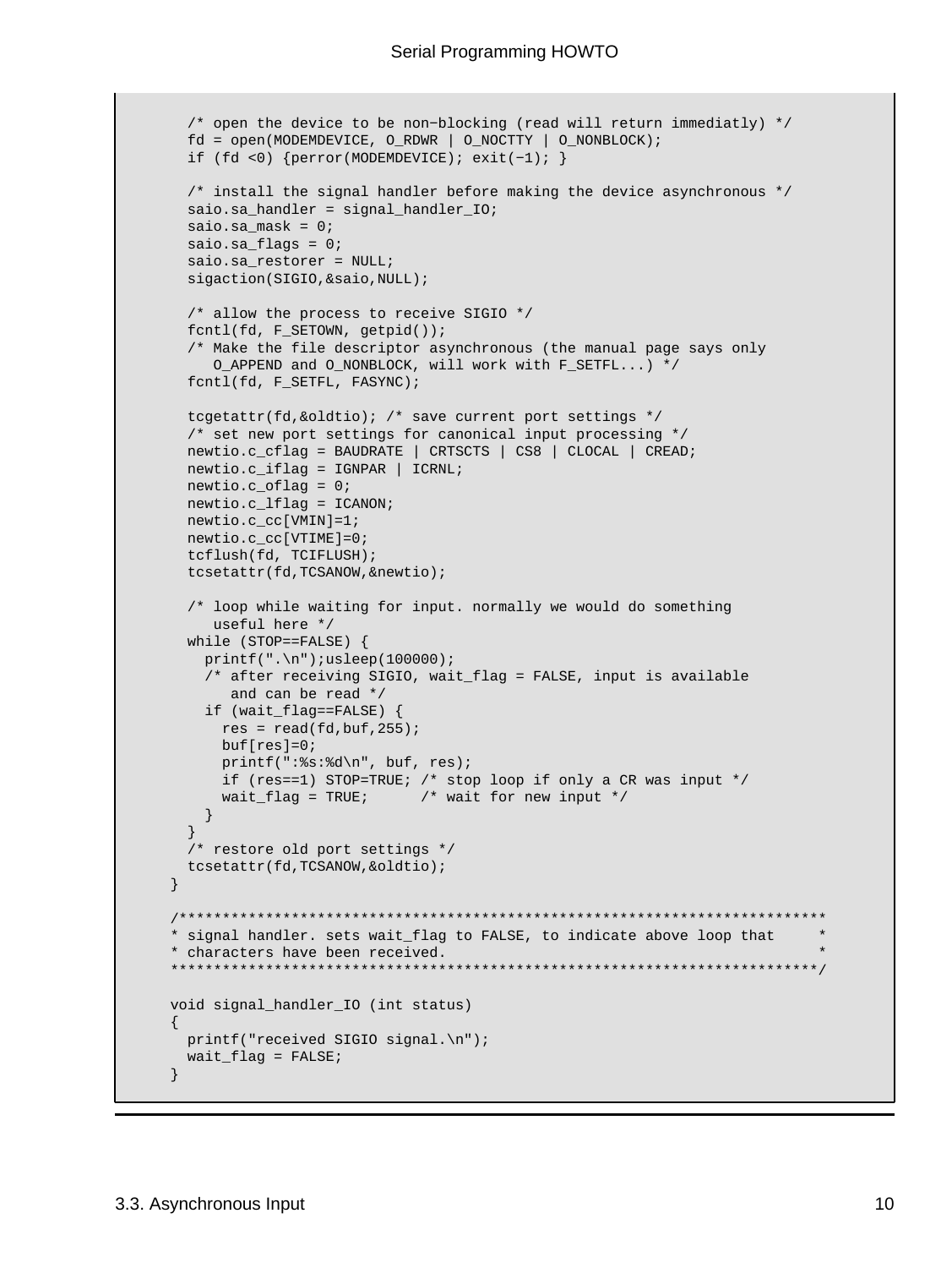```
  /* open the device to be non−blocking (read will return immediatly) */
  fd = open(MODEMDEVICE, O_RDWR | O_NOCTTY | O_NONBLOCK);
  if (fd <0) {perror(MODEMDEVICE); exit(−1); }

  /* install the signal handler before making the device asynchronous */
  saio.sa_handler = signal_handler_IO;
  saio.sa_mask = 0;
  saio.sa_flags = 0;
  saio.sa_restorer = NULL;
  sigaction(SIGIO,&saio,NULL);

  /* allow the process to receive SIGIO */
  fcntl(fd, F_SETOWN, getpid());
  /* Make the file descriptor asynchronous (the manual page says only
     O_APPEND and O_NONBLOCK, will work with F_SETFL...) */
  fcntl(fd, F_SETFL, FASYNC);

  tcgetattr(fd,&oldtio); /* save current port settings */
  /* set new port settings for canonical input processing */
  newtio.c_cflag = BAUDRATE | CRTSCTS | CS8 | CLOCAL | CREAD;
  newtio.c_iflag = IGNPAR | ICRNL;
  newtio.c_oflag = 0;
  newtio.c_lflag = ICANON;
  newtio.c_cc[VMIN]=1;
  newtio.c_cc[VTIME]=0;
  tcflush(fd, TCIFLUSH);
  tcsetattr(fd,TCSANOW,&newtio);

  /* loop while waiting for input. normally we would do something
     useful here */
  while (STOP==FALSE) {
    printf(".\n");usleep(100000);
    /* after receiving SIGIO, wait_flag = FALSE, input is available
       and can be read */
    if (wait_flag==FALSE) {
      res = read(fd,buf,255);
      buf[res]=0;
      printf(":%s:%d\n", buf, res);
      if (res==1) STOP=TRUE; /* stop loop if only a CR was input */
      wait_flag = TRUE;      /* wait for new input */
    }
  }
  /* restore old port settings */
  tcsetattr(fd,TCSANOW,&oldtio);
}

/***************************************************************************
* signal handler. sets wait_flag to FALSE, to indicate above loop that     *
* characters have been received.                                           *
***************************************************************************/

void signal_handler_IO (int status)
{
  printf("received SIGIO signal.\n");
  wait_flag = FALSE;
}
```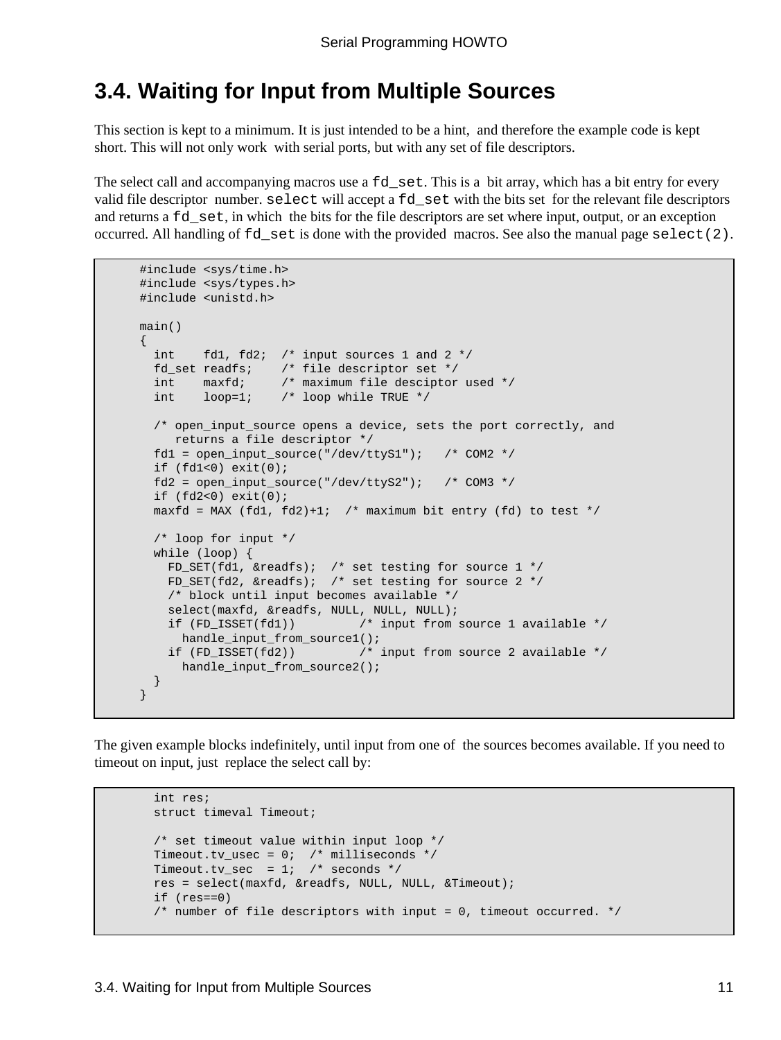## 3.4. Waiting for Input from Multiple Sources

This section is kept to a minimum. It is just intended to be a hint, and therefore the example code is kept short. This will not only work with serial ports, but with any set of file descriptors.

The select call and accompanying macros use a `fd_set`. This is a bit array, which has a bit entry for every valid file descriptor number. `select` will accept a `fd_set` with the bits set for the relevant file descriptors and returns a `fd_set`, in which the bits for the file descriptors are set where input, output, or an exception occurred. All handling of `fd_set` is done with the provided macros. See also the manual page `select(2)`.

```
#include <sys/time.h>
#include <sys/types.h>
#include <unistd.h>

main()
{
  int    fd1, fd2;  /* input sources 1 and 2 */
  fd_set readfs;    /* file descriptor set */
  int    maxfd;     /* maximum file desciptor used */
  int    loop=1;    /* loop while TRUE */

  /* open_input_source opens a device, sets the port correctly, and
     returns a file descriptor */
  fd1 = open_input_source("/dev/ttyS1");   /* COM2 */
  if (fd1<0) exit(0);
  fd2 = open_input_source("/dev/ttyS2");   /* COM3 */
  if (fd2<0) exit(0);
  maxfd = MAX (fd1, fd2)+1;  /* maximum bit entry (fd) to test */

  /* loop for input */
  while (loop) {
    FD_SET(fd1, &readfs);  /* set testing for source 1 */
    FD_SET(fd2, &readfs);  /* set testing for source 2 */
    /* block until input becomes available */
    select(maxfd, &readfs, NULL, NULL, NULL);
    if (FD_ISSET(fd1))         /* input from source 1 available */
      handle_input_from_source1();
    if (FD_ISSET(fd2))         /* input from source 2 available */
      handle_input_from_source2();
  }
}
```

The given example blocks indefinitely, until input from one of the sources becomes available. If you need to timeout on input, just replace the select call by:

```
  int res;
  struct timeval Timeout;

  /* set timeout value within input loop */
  Timeout.tv_usec = 0;  /* milliseconds */
  Timeout.tv_sec  = 1;  /* seconds */
  res = select(maxfd, &readfs, NULL, NULL, &Timeout);
  if (res==0)
  /* number of file descriptors with input = 0, timeout occurred. */
```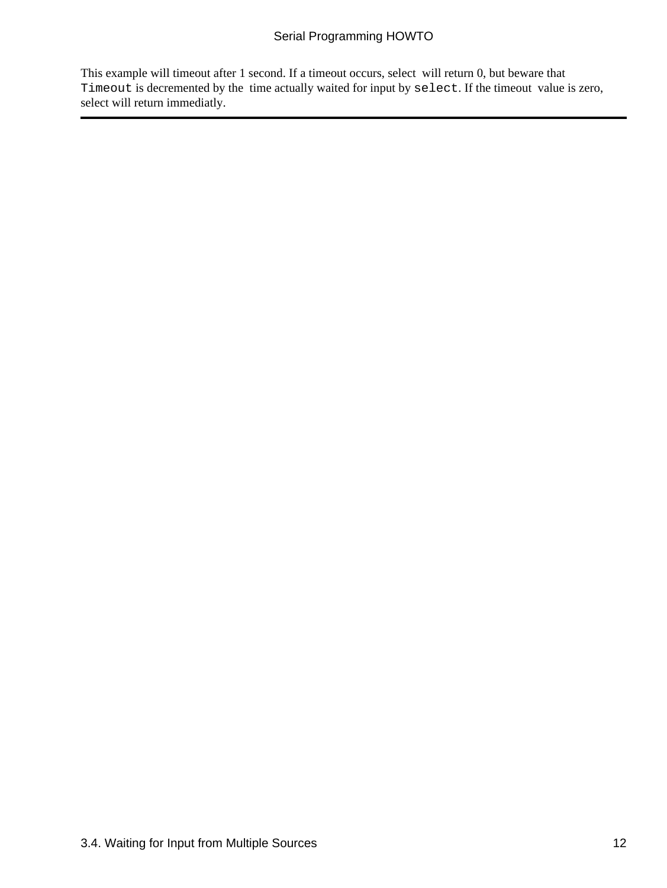This example will timeout after 1 second. If a timeout occurs, select will return 0, but beware that `Timeout` is decremented by the time actually waited for input by `select`. If the timeout value is zero, select will return immediatly.

---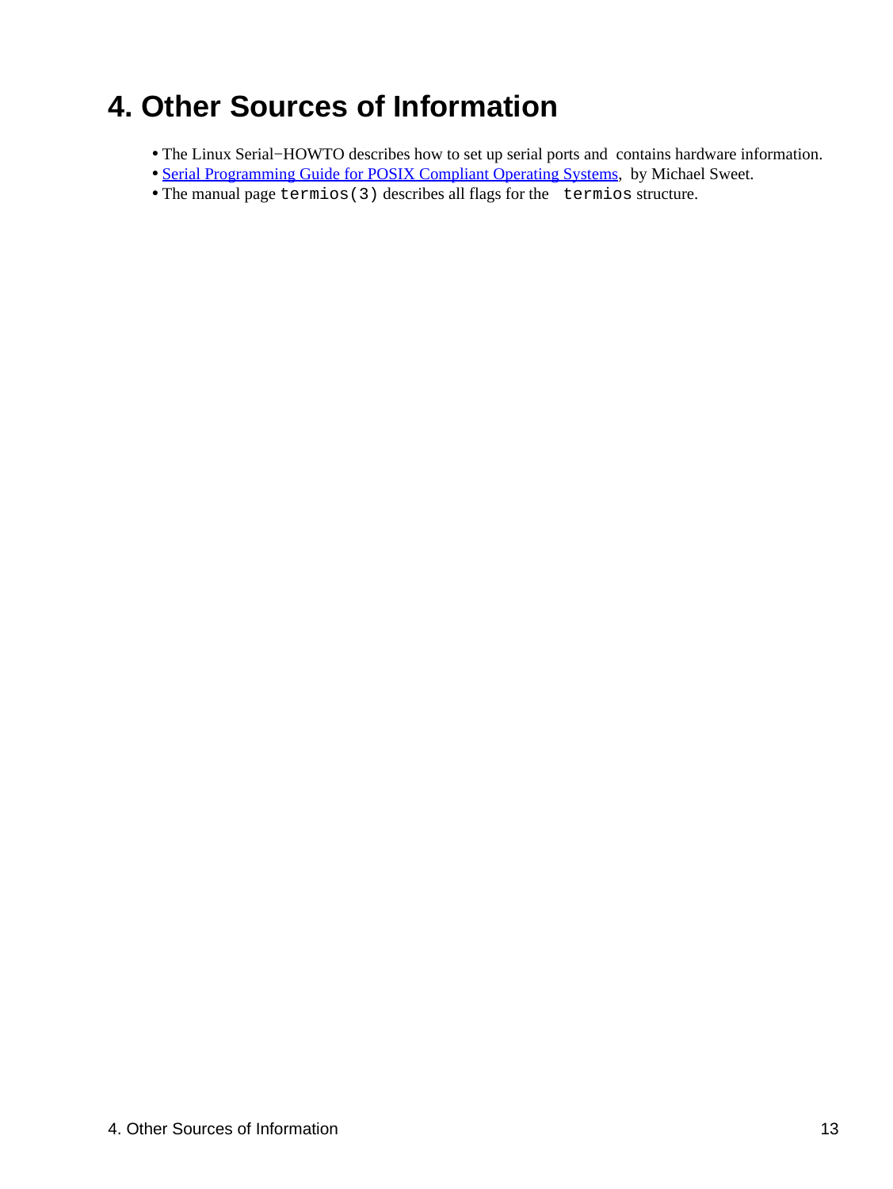# 4. Other Sources of Information

- The Linux Serial−HOWTO describes how to set up serial ports and contains hardware information.
- Serial Programming Guide for POSIX Compliant Operating Systems, by Michael Sweet.
- The manual page `termios(3)` describes all flags for the `termios` structure.